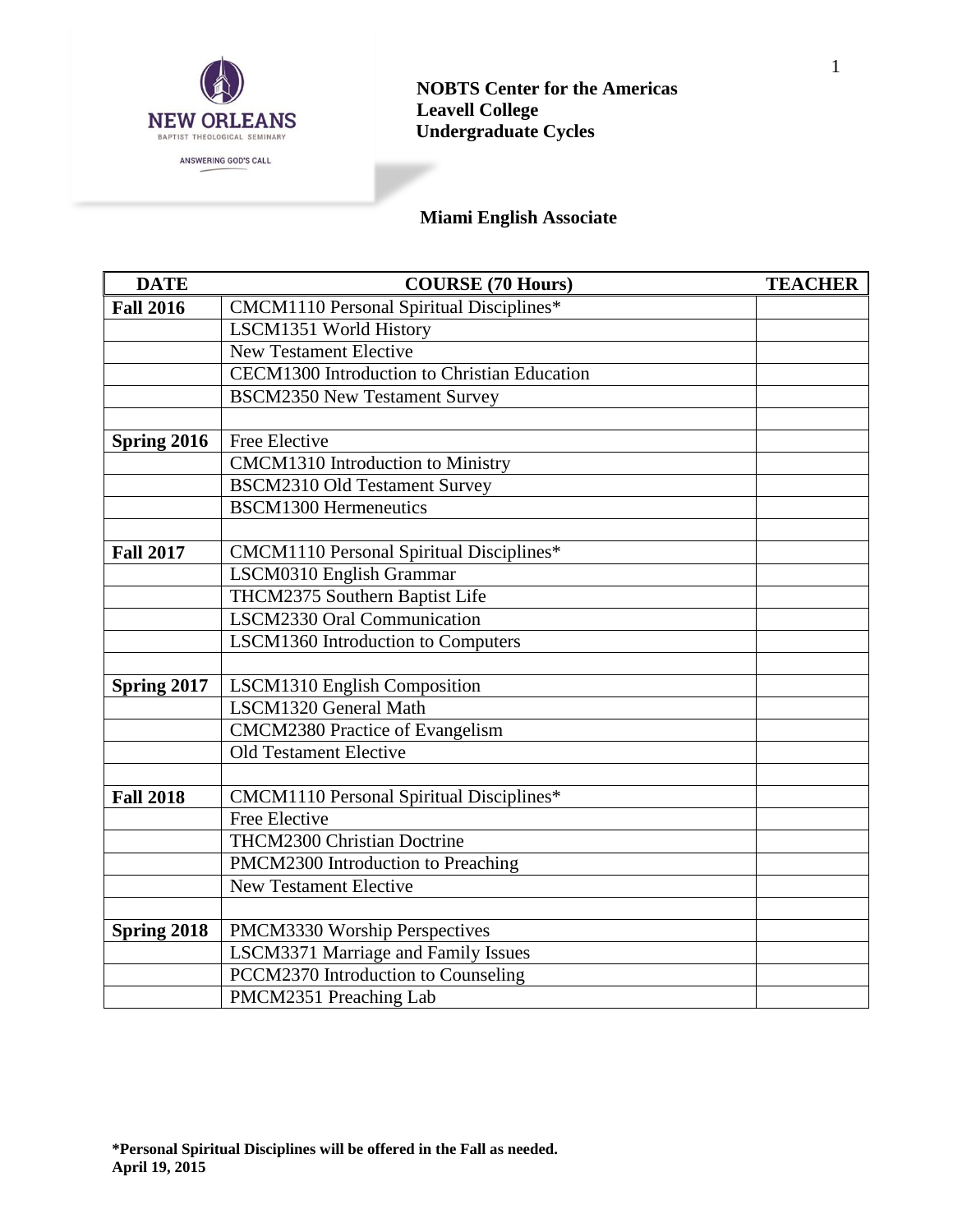**NOBTS Center for the Americas**
**Leavell College**
**Undergraduate Cycles**

**Miami English Associate**

| DATE | COURSE (70 Hours) | TEACHER |
|---|---|---|
| **Fall 2016** | CMCM1110 Personal Spiritual Disciplines* | |
| | LSCM1351 World History | |
| | New Testament Elective | |
| | CECM1300 Introduction to Christian Education | |
| | BSCM2350 New Testament Survey | |
| | | |
| **Spring 2016** | Free Elective | |
| | CMCM1310 Introduction to Ministry | |
| | BSCM2310 Old Testament Survey | |
| | BSCM1300 Hermeneutics | |
| | | |
| **Fall 2017** | CMCM1110 Personal Spiritual Disciplines* | |
| | LSCM0310 English Grammar | |
| | THCM2375 Southern Baptist Life | |
| | LSCM2330 Oral Communication | |
| | LSCM1360 Introduction to Computers | |
| | | |
| **Spring 2017** | LSCM1310 English Composition | |
| | LSCM1320 General Math | |
| | CMCM2380 Practice of Evangelism | |
| | Old Testament Elective | |
| | | |
| **Fall 2018** | CMCM1110 Personal Spiritual Disciplines* | |
| | Free Elective | |
| | THCM2300 Christian Doctrine | |
| | PMCM2300 Introduction to Preaching | |
| | New Testament Elective | |
| | | |
| **Spring 2018** | PMCM3330 Worship Perspectives | |
| | LSCM3371 Marriage and Family Issues | |
| | PCCM2370 Introduction to Counseling | |
| | PMCM2351 Preaching Lab | |

**\*Personal Spiritual Disciplines will be offered in the Fall as needed.**
**April 19, 2015**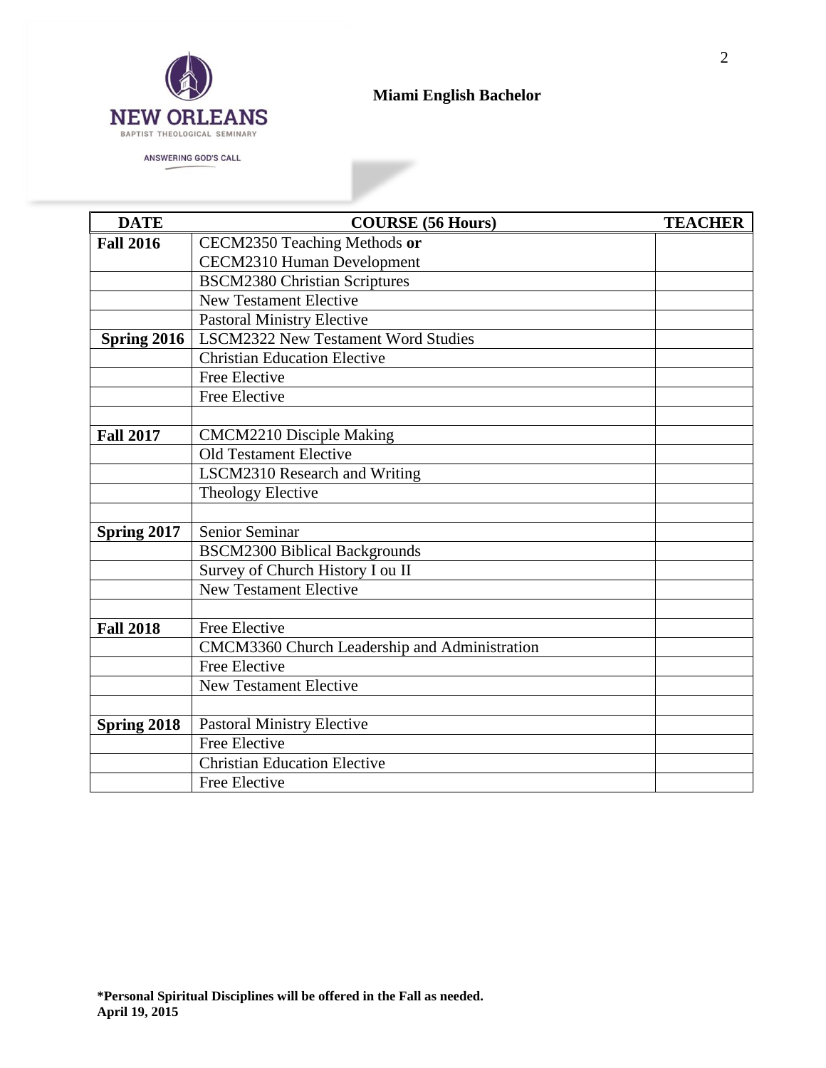NEW ORLEANS
BAPTIST THEOLOGICAL SEMINARY
ANSWERING GOD'S CALL

**Miami English Bachelor**

| DATE | COURSE (56 Hours) | TEACHER |
|---|---|---|
| **Fall 2016** | CECM2350 Teaching Methods **or** CECM2310 Human Development | |
| | BSCM2380 Christian Scriptures | |
| | New Testament Elective | |
| | Pastoral Ministry Elective | |
| **Spring 2016** | LSCM2322 New Testament Word Studies | |
| | Christian Education Elective | |
| | Free Elective | |
| | Free Elective | |
| | | |
| **Fall 2017** | CMCM2210 Disciple Making | |
| | Old Testament Elective | |
| | LSCM2310 Research and Writing | |
| | Theology Elective | |
| | | |
| **Spring 2017** | Senior Seminar | |
| | BSCM2300 Biblical Backgrounds | |
| | Survey of Church History I ou II | |
| | New Testament Elective | |
| | | |
| **Fall 2018** | Free Elective | |
| | CMCM3360 Church Leadership and Administration | |
| | Free Elective | |
| | New Testament Elective | |
| | | |
| **Spring 2018** | Pastoral Ministry Elective | |
| | Free Elective | |
| | Christian Education Elective | |
| | Free Elective | |

**\*Personal Spiritual Disciplines will be offered in the Fall as needed.**
**April 19, 2015**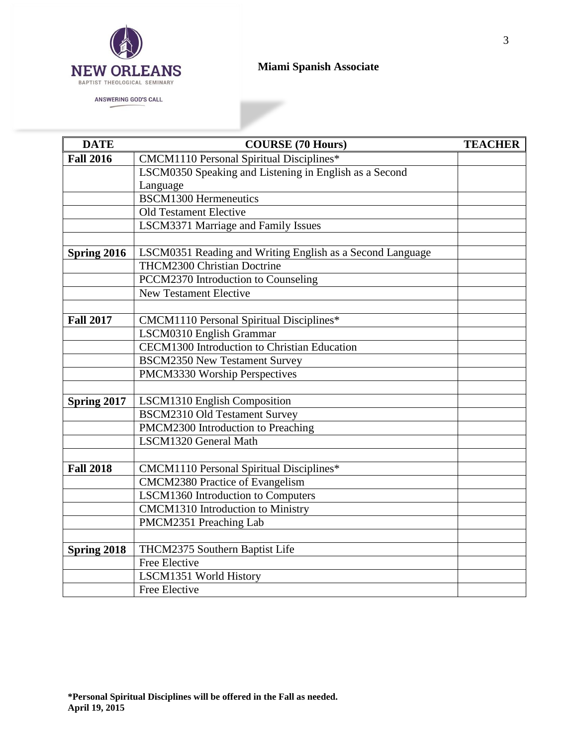**Miami Spanish Associate**

| DATE | COURSE (70 Hours) | TEACHER |
|---|---|---|
| **Fall 2016** | CMCM1110 Personal Spiritual Disciplines* | |
| | LSCM0350 Speaking and Listening in English as a Second Language | |
| | BSCM1300 Hermeneutics | |
| | Old Testament Elective | |
| | LSCM3371 Marriage and Family Issues | |
| | | |
| **Spring 2016** | LSCM0351 Reading and Writing English as a Second Language | |
| | THCM2300 Christian Doctrine | |
| | PCCM2370 Introduction to Counseling | |
| | New Testament Elective | |
| | | |
| **Fall 2017** | CMCM1110 Personal Spiritual Disciplines* | |
| | LSCM0310 English Grammar | |
| | CECM1300 Introduction to Christian Education | |
| | BSCM2350 New Testament Survey | |
| | PMCM3330 Worship Perspectives | |
| | | |
| **Spring 2017** | LSCM1310 English Composition | |
| | BSCM2310 Old Testament Survey | |
| | PMCM2300 Introduction to Preaching | |
| | LSCM1320 General Math | |
| | | |
| **Fall 2018** | CMCM1110 Personal Spiritual Disciplines* | |
| | CMCM2380 Practice of Evangelism | |
| | LSCM1360 Introduction to Computers | |
| | CMCM1310 Introduction to Ministry | |
| | PMCM2351 Preaching Lab | |
| | | |
| **Spring 2018** | THCM2375 Southern Baptist Life | |
| | Free Elective | |
| | LSCM1351 World History | |
| | Free Elective | |

**\*Personal Spiritual Disciplines will be offered in the Fall as needed.**
**April 19, 2015**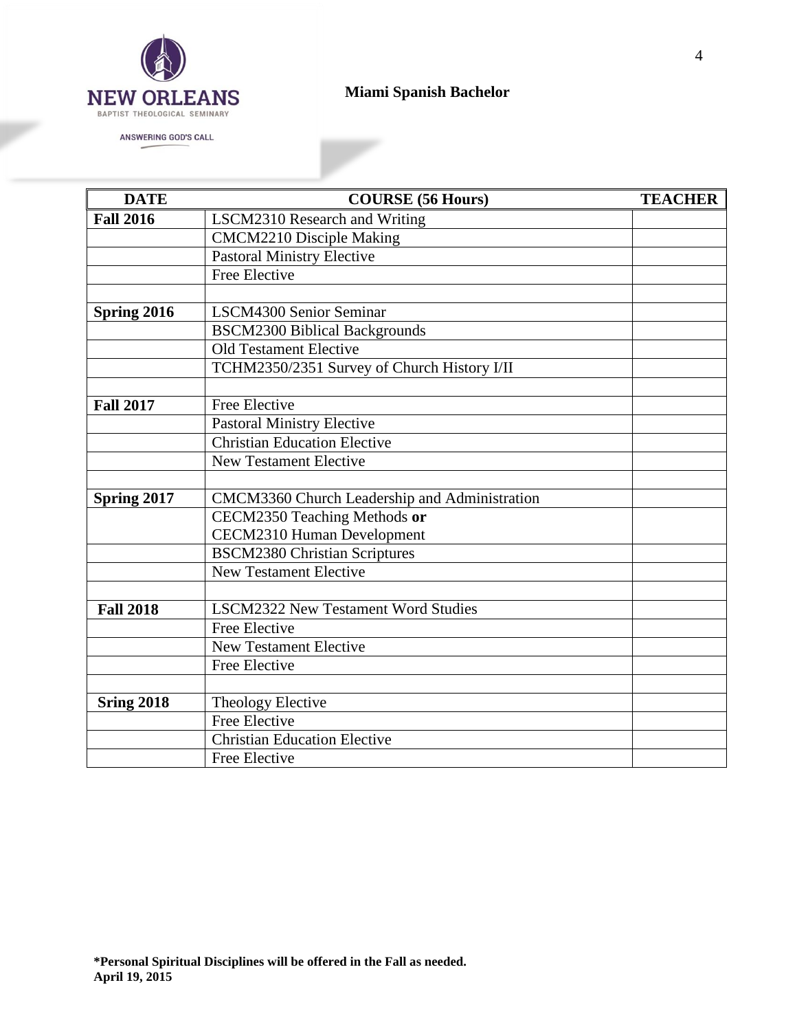**Miami Spanish Bachelor**

| DATE | COURSE (56 Hours) | TEACHER |
|---|---|---|
| **Fall 2016** | LSCM2310 Research and Writing | |
| | CMCM2210 Disciple Making | |
| | Pastoral Ministry Elective | |
| | Free Elective | |
| | | |
| **Spring 2016** | LSCM4300 Senior Seminar | |
| | BSCM2300 Biblical Backgrounds | |
| | Old Testament Elective | |
| | TCHM2350/2351 Survey of Church History I/II | |
| | | |
| **Fall 2017** | Free Elective | |
| | Pastoral Ministry Elective | |
| | Christian Education Elective | |
| | New Testament Elective | |
| | | |
| **Spring 2017** | CMCM3360 Church Leadership and Administration | |
| | CECM2350 Teaching Methods **or** CECM2310 Human Development | |
| | BSCM2380 Christian Scriptures | |
| | New Testament Elective | |
| | | |
| **Fall 2018** | LSCM2322 New Testament Word Studies | |
| | Free Elective | |
| | New Testament Elective | |
| | Free Elective | |
| | | |
| **Sring 2018** | Theology Elective | |
| | Free Elective | |
| | Christian Education Elective | |
| | Free Elective | |

**\*Personal Spiritual Disciplines will be offered in the Fall as needed.**
**April 19, 2015**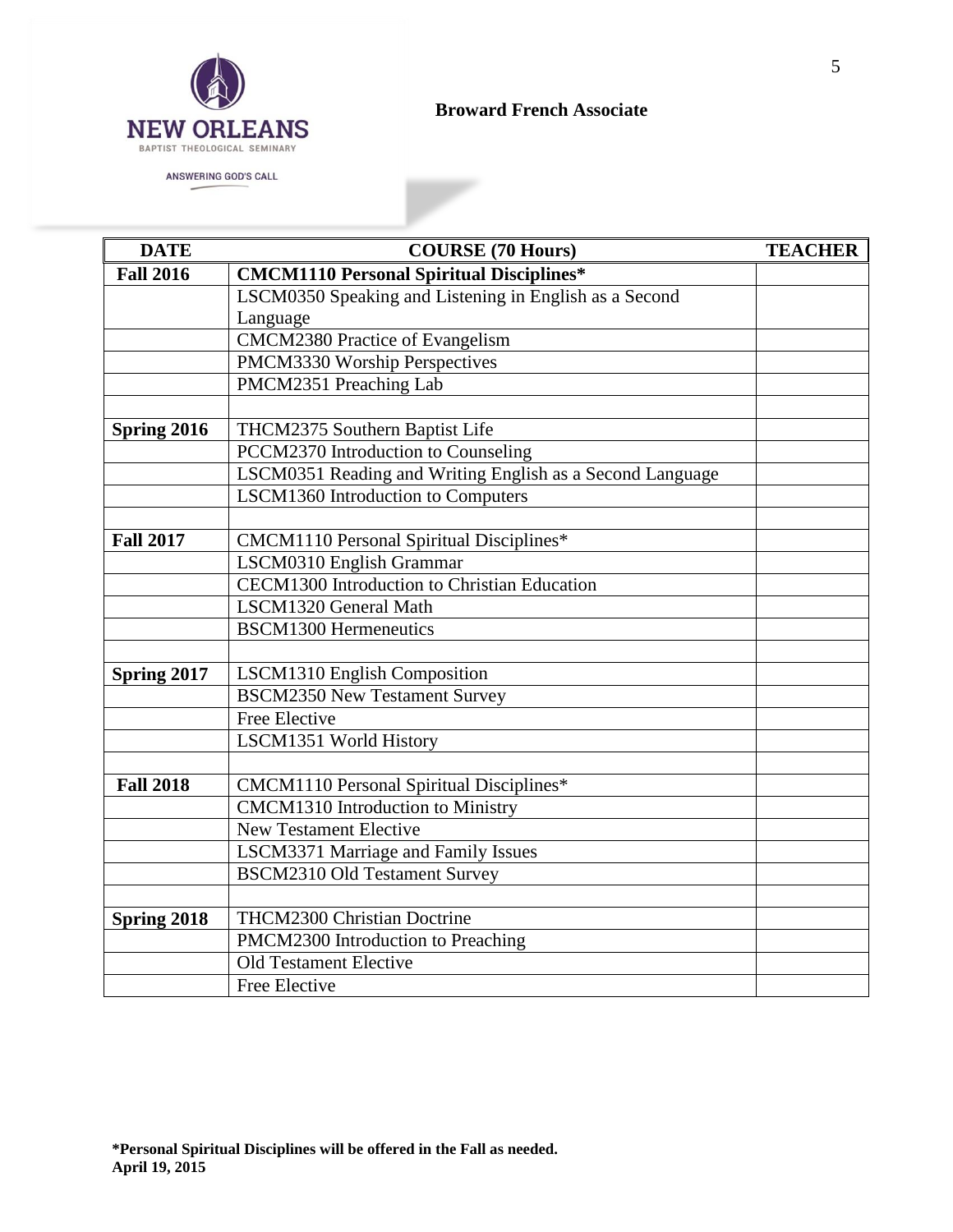**Broward French Associate**

| DATE | COURSE (70 Hours) | TEACHER |
|---|---|---|
| **Fall 2016** | **CMCM1110 Personal Spiritual Disciplines*** | |
| | LSCM0350 Speaking and Listening in English as a Second Language | |
| | CMCM2380 Practice of Evangelism | |
| | PMCM3330 Worship Perspectives | |
| | PMCM2351 Preaching Lab | |
| | | |
| **Spring 2016** | THCM2375 Southern Baptist Life | |
| | PCCM2370 Introduction to Counseling | |
| | LSCM0351 Reading and Writing English as a Second Language | |
| | LSCM1360 Introduction to Computers | |
| | | |
| **Fall 2017** | CMCM1110 Personal Spiritual Disciplines* | |
| | LSCM0310 English Grammar | |
| | CECM1300 Introduction to Christian Education | |
| | LSCM1320 General Math | |
| | BSCM1300 Hermeneutics | |
| | | |
| **Spring 2017** | LSCM1310 English Composition | |
| | BSCM2350 New Testament Survey | |
| | Free Elective | |
| | LSCM1351 World History | |
| | | |
| **Fall 2018** | CMCM1110 Personal Spiritual Disciplines* | |
| | CMCM1310 Introduction to Ministry | |
| | New Testament Elective | |
| | LSCM3371 Marriage and Family Issues | |
| | BSCM2310 Old Testament Survey | |
| | | |
| **Spring 2018** | THCM2300 Christian Doctrine | |
| | PMCM2300 Introduction to Preaching | |
| | Old Testament Elective | |
| | Free Elective | |

**\*Personal Spiritual Disciplines will be offered in the Fall as needed.**
**April 19, 2015**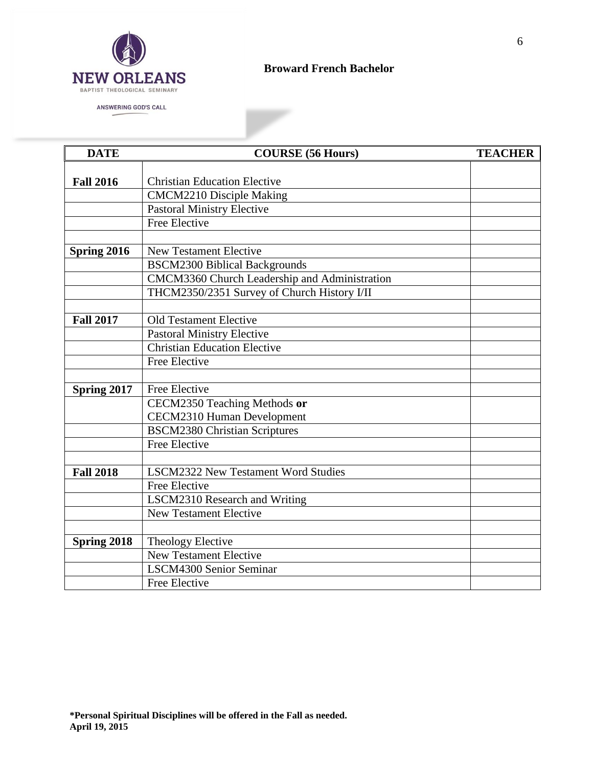**Broward French Bachelor**

| DATE | COURSE (56 Hours) | TEACHER |
|---|---|---|
| **Fall 2016** | Christian Education Elective | |
| | CMCM2210 Disciple Making | |
| | Pastoral Ministry Elective | |
| | Free Elective | |
| | | |
| **Spring 2016** | New Testament Elective | |
| | BSCM2300 Biblical Backgrounds | |
| | CMCM3360 Church Leadership and Administration | |
| | THCM2350/2351 Survey of Church History I/II | |
| | | |
| **Fall 2017** | Old Testament Elective | |
| | Pastoral Ministry Elective | |
| | Christian Education Elective | |
| | Free Elective | |
| | | |
| **Spring 2017** | Free Elective | |
| | CECM2350 Teaching Methods **or** CECM2310 Human Development | |
| | BSCM2380 Christian Scriptures | |
| | Free Elective | |
| | | |
| **Fall 2018** | LSCM2322 New Testament Word Studies | |
| | Free Elective | |
| | LSCM2310 Research and Writing | |
| | New Testament Elective | |
| | | |
| **Spring 2018** | Theology Elective | |
| | New Testament Elective | |
| | LSCM4300 Senior Seminar | |
| | Free Elective | |

**\*Personal Spiritual Disciplines will be offered in the Fall as needed.**
**April 19, 2015**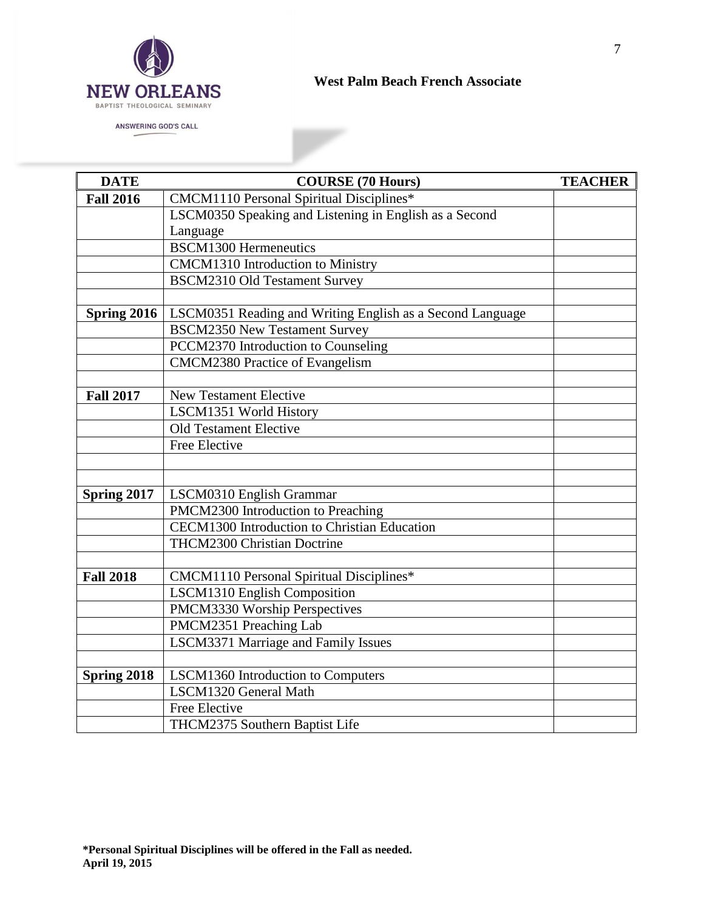**West Palm Beach French Associate**

| DATE | COURSE (70 Hours) | TEACHER |
|---|---|---|
| **Fall 2016** | CMCM1110 Personal Spiritual Disciplines* | |
| | LSCM0350 Speaking and Listening in English as a Second Language | |
| | BSCM1300 Hermeneutics | |
| | CMCM1310 Introduction to Ministry | |
| | BSCM2310 Old Testament Survey | |
| | | |
| **Spring 2016** | LSCM0351 Reading and Writing English as a Second Language | |
| | BSCM2350 New Testament Survey | |
| | PCCM2370 Introduction to Counseling | |
| | CMCM2380 Practice of Evangelism | |
| | | |
| **Fall 2017** | New Testament Elective | |
| | LSCM1351 World History | |
| | Old Testament Elective | |
| | Free Elective | |
| | | |
| | | |
| **Spring 2017** | LSCM0310 English Grammar | |
| | PMCM2300 Introduction to Preaching | |
| | CECM1300 Introduction to Christian Education | |
| | THCM2300 Christian Doctrine | |
| | | |
| **Fall 2018** | CMCM1110 Personal Spiritual Disciplines* | |
| | LSCM1310 English Composition | |
| | PMCM3330 Worship Perspectives | |
| | PMCM2351 Preaching Lab | |
| | LSCM3371 Marriage and Family Issues | |
| | | |
| **Spring 2018** | LSCM1360 Introduction to Computers | |
| | LSCM1320 General Math | |
| | Free Elective | |
| | THCM2375 Southern Baptist Life | |

**\*Personal Spiritual Disciplines will be offered in the Fall as needed.**
**April 19, 2015**